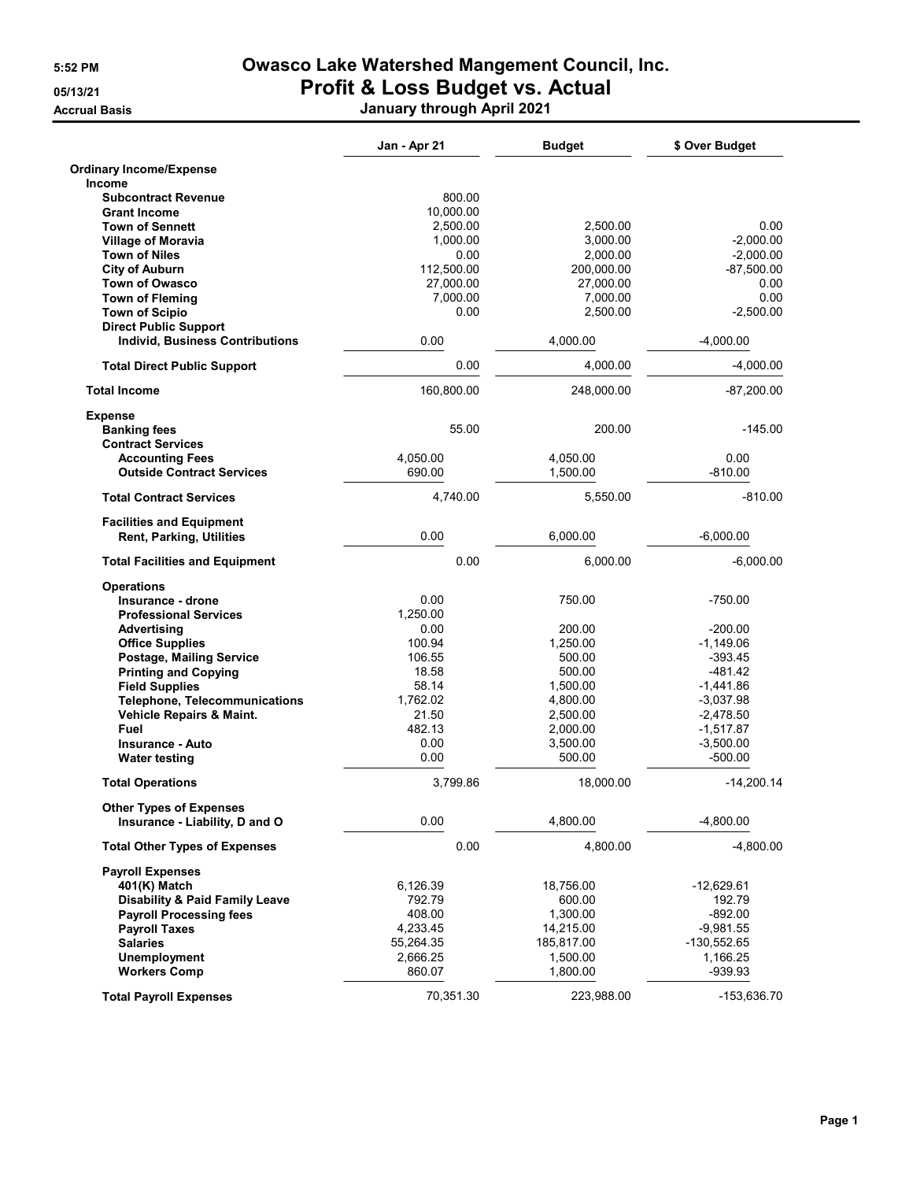5:52 PM
05/13/21
Accrual Basis

# Owasco Lake Watershed Mangement Council, Inc.
## Profit & Loss Budget vs. Actual
### January through April 2021

| | Jan - Apr 21 | Budget | $ Over Budget |
|---|---|---|---|
| **Ordinary Income/Expense** | | | |
| **Income** | | | |
| **Subcontract Revenue** | 800.00 | | |
| **Grant Income** | 10,000.00 | | |
| **Town of Sennett** | 2,500.00 | 2,500.00 | 0.00 |
| **Village of Moravia** | 1,000.00 | 3,000.00 | -2,000.00 |
| **Town of Niles** | 0.00 | 2,000.00 | -2,000.00 |
| **City of Auburn** | 112,500.00 | 200,000.00 | -87,500.00 |
| **Town of Owasco** | 27,000.00 | 27,000.00 | 0.00 |
| **Town of Fleming** | 7,000.00 | 7,000.00 | 0.00 |
| **Town of Scipio** | 0.00 | 2,500.00 | -2,500.00 |
| **Direct Public Support** | | | |
| **Individ, Business Contributions** | 0.00 | 4,000.00 | -4,000.00 |
| **Total Direct Public Support** | 0.00 | 4,000.00 | -4,000.00 |
| **Total Income** | 160,800.00 | 248,000.00 | -87,200.00 |
| **Expense** | | | |
| **Banking fees** | 55.00 | 200.00 | -145.00 |
| **Contract Services** | | | |
| **Accounting Fees** | 4,050.00 | 4,050.00 | 0.00 |
| **Outside Contract Services** | 690.00 | 1,500.00 | -810.00 |
| **Total Contract Services** | 4,740.00 | 5,550.00 | -810.00 |
| **Facilities and Equipment** | | | |
| **Rent, Parking, Utilities** | 0.00 | 6,000.00 | -6,000.00 |
| **Total Facilities and Equipment** | 0.00 | 6,000.00 | -6,000.00 |
| **Operations** | | | |
| **Insurance - drone** | 0.00 | 750.00 | -750.00 |
| **Professional Services** | 1,250.00 | | |
| **Advertising** | 0.00 | 200.00 | -200.00 |
| **Office Supplies** | 100.94 | 1,250.00 | -1,149.06 |
| **Postage, Mailing Service** | 106.55 | 500.00 | -393.45 |
| **Printing and Copying** | 18.58 | 500.00 | -481.42 |
| **Field Supplies** | 58.14 | 1,500.00 | -1,441.86 |
| **Telephone, Telecommunications** | 1,762.02 | 4,800.00 | -3,037.98 |
| **Vehicle Repairs & Maint.** | 21.50 | 2,500.00 | -2,478.50 |
| **Fuel** | 482.13 | 2,000.00 | -1,517.87 |
| **Insurance - Auto** | 0.00 | 3,500.00 | -3,500.00 |
| **Water testing** | 0.00 | 500.00 | -500.00 |
| **Total Operations** | 3,799.86 | 18,000.00 | -14,200.14 |
| **Other Types of Expenses** | | | |
| **Insurance - Liability, D and O** | 0.00 | 4,800.00 | -4,800.00 |
| **Total Other Types of Expenses** | 0.00 | 4,800.00 | -4,800.00 |
| **Payroll Expenses** | | | |
| **401(K) Match** | 6,126.39 | 18,756.00 | -12,629.61 |
| **Disability & Paid Family Leave** | 792.79 | 600.00 | 192.79 |
| **Payroll Processing fees** | 408.00 | 1,300.00 | -892.00 |
| **Payroll Taxes** | 4,233.45 | 14,215.00 | -9,981.55 |
| **Salaries** | 55,264.35 | 185,817.00 | -130,552.65 |
| **Unemployment** | 2,666.25 | 1,500.00 | 1,166.25 |
| **Workers Comp** | 860.07 | 1,800.00 | -939.93 |
| **Total Payroll Expenses** | 70,351.30 | 223,988.00 | -153,636.70 |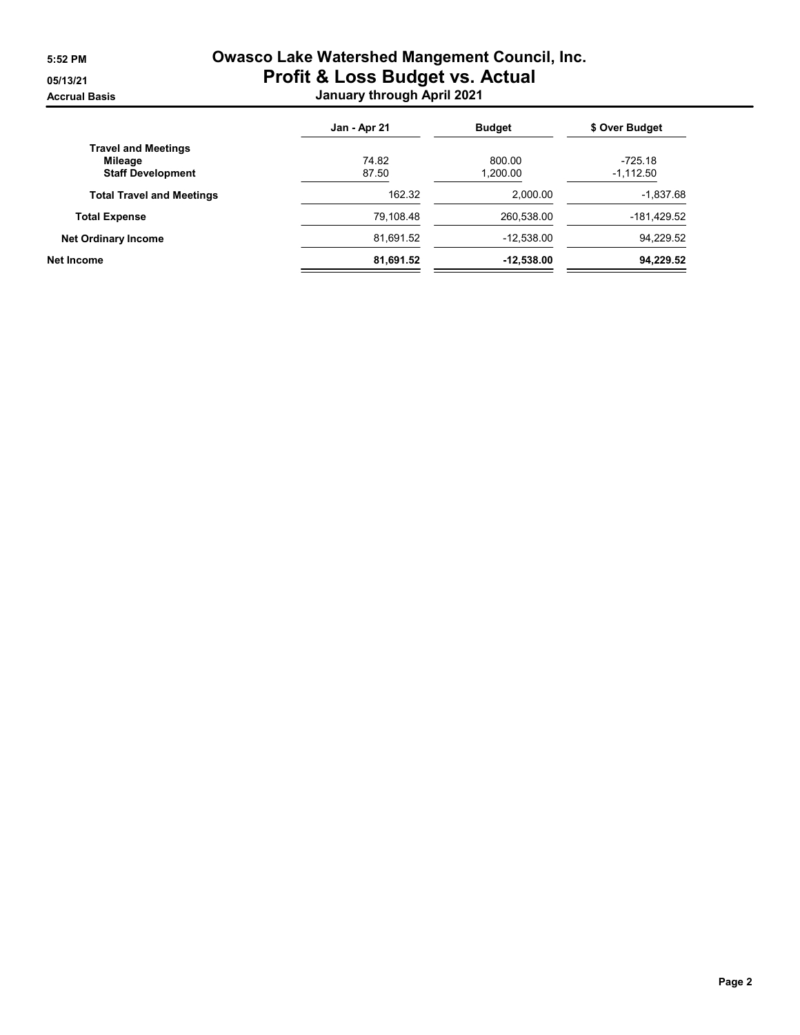# Owasco Lake Watershed Mangement Council, Inc.
## Profit & Loss Budget vs. Actual
### January through April 2021

Accrual Basis

| | Jan - Apr 21 | Budget | $ Over Budget |
|---|---|---|---|
| **Travel and Meetings** | | | |
| **Mileage** | 74.82 | 800.00 | -725.18 |
| **Staff Development** | 87.50 | 1,200.00 | -1,112.50 |
| **Total Travel and Meetings** | 162.32 | 2,000.00 | -1,837.68 |
| **Total Expense** | 79,108.48 | 260,538.00 | -181,429.52 |
| **Net Ordinary Income** | 81,691.52 | -12,538.00 | 94,229.52 |
| **Net Income** | **81,691.52** | **-12,538.00** | **94,229.52** |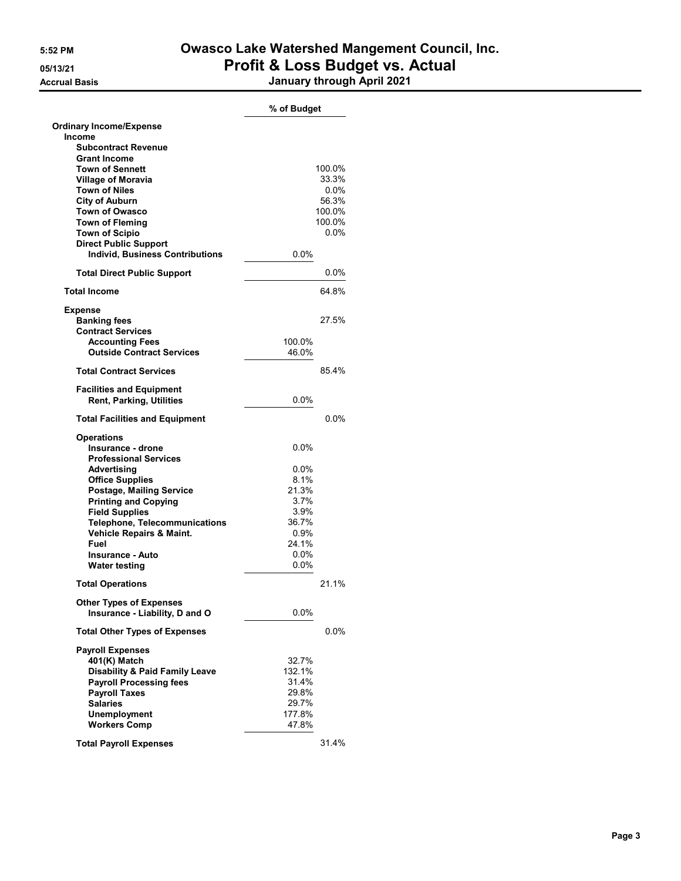# Owasco Lake Watershed Mangement Council, Inc.

# Profit & Loss Budget vs. Actual

**Accrual Basis**

**January through April 2021**

| | % of Budget | |
|---|---|---|
| **Ordinary Income/Expense** | | |
| **Income** | | |
| **Subcontract Revenue** | | |
| **Grant Income** | | |
| **Town of Sennett** | | 100.0% |
| **Village of Moravia** | | 33.3% |
| **Town of Niles** | | 0.0% |
| **City of Auburn** | | 56.3% |
| **Town of Owasco** | | 100.0% |
| **Town of Fleming** | | 100.0% |
| **Town of Scipio** | | 0.0% |
| **Direct Public Support** | | |
| **Individ, Business Contributions** | 0.0% | |
| **Total Direct Public Support** | | 0.0% |
| **Total Income** | | 64.8% |
| **Expense** | | |
| **Banking fees** | | 27.5% |
| **Contract Services** | | |
| **Accounting Fees** | 100.0% | |
| **Outside Contract Services** | 46.0% | |
| **Total Contract Services** | | 85.4% |
| **Facilities and Equipment** | | |
| **Rent, Parking, Utilities** | 0.0% | |
| **Total Facilities and Equipment** | | 0.0% |
| **Operations** | | |
| **Insurance - drone** | 0.0% | |
| **Professional Services** | | |
| **Advertising** | 0.0% | |
| **Office Supplies** | 8.1% | |
| **Postage, Mailing Service** | 21.3% | |
| **Printing and Copying** | 3.7% | |
| **Field Supplies** | 3.9% | |
| **Telephone, Telecommunications** | 36.7% | |
| **Vehicle Repairs & Maint.** | 0.9% | |
| **Fuel** | 24.1% | |
| **Insurance - Auto** | 0.0% | |
| **Water testing** | 0.0% | |
| **Total Operations** | | 21.1% |
| **Other Types of Expenses** | | |
| **Insurance - Liability, D and O** | 0.0% | |
| **Total Other Types of Expenses** | | 0.0% |
| **Payroll Expenses** | | |
| **401(K) Match** | 32.7% | |
| **Disability & Paid Family Leave** | 132.1% | |
| **Payroll Processing fees** | 31.4% | |
| **Payroll Taxes** | 29.8% | |
| **Salaries** | 29.7% | |
| **Unemployment** | 177.8% | |
| **Workers Comp** | 47.8% | |
| **Total Payroll Expenses** | | 31.4% |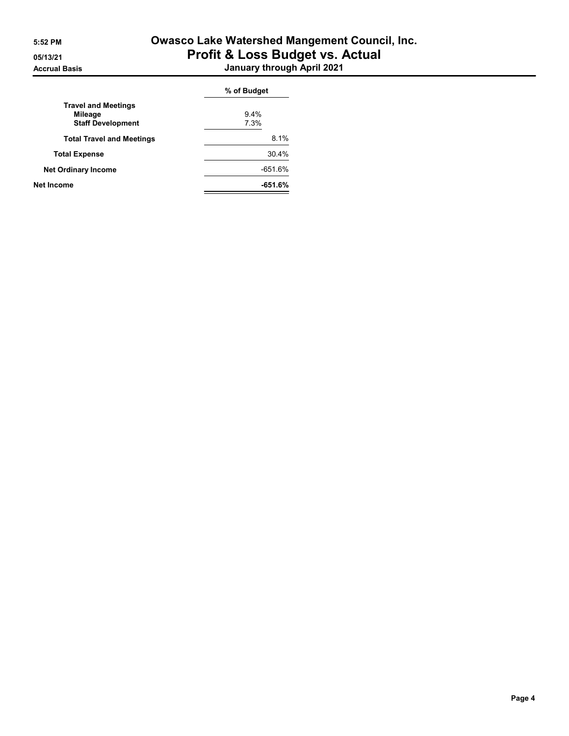# Owasco Lake Watershed Mangement Council, Inc.
## Profit & Loss Budget vs. Actual
### January through April 2021

5:52 PM
05/13/21
Accrual Basis

| | % of Budget |
|---|---|
| Travel and Meetings | |
| Mileage | 9.4% |
| Staff Development | 7.3% |
| **Total Travel and Meetings** | 8.1% |
| **Total Expense** | 30.4% |
| **Net Ordinary Income** | -651.6% |
| **Net Income** | **-651.6%** |